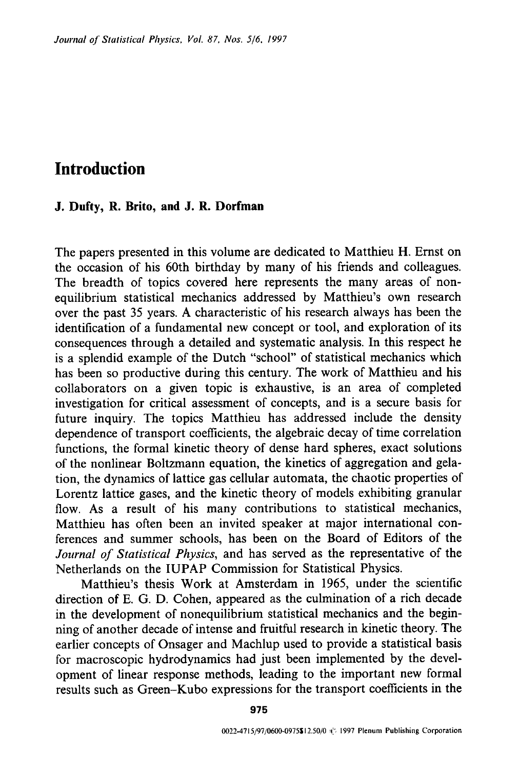# Introduction

**J. Dufty, R. Brito, and J. R. Dorfman**

The papers presented in this volume are dedicated to Matthieu H. Ernst on the occasion of his 60th birthday by many of his friends and colleagues. The breadth of topics covered here represents the many areas of nonequilibrium statistical mechanics addressed by Matthieu's own research over the past 35 years. A characteristic of his research always has been the identification of a fundamental new concept or tool, and exploration of its consequences through a detailed and systematic analysis. In this respect he is a splendid example of the Dutch "school" of statistical mechanics which has been so productive during this century. The work of Matthieu and his collaborators on a given topic is exhaustive, is an area of completed investigation for critical assessment of concepts, and is a secure basis for future inquiry. The topics Matthieu has addressed include the density dependence of transport coefficients, the algebraic decay of time correlation functions, the formal kinetic theory of dense hard spheres, exact solutions of the nonlinear Boltzmann equation, the kinetics of aggregation and gelation, the dynamics of lattice gas cellular automata, the chaotic properties of Lorentz lattice gases, and the kinetic theory of models exhibiting granular flow. As a result of his many contributions to statistical mechanics, Matthieu has often been an invited speaker at major international conferences and summer schools, has been on the Board of Editors of the *Journal of Statistical Physics*, and has served as the representative of the Netherlands on the IUPAP Commission for Statistical Physics.

Matthieu's thesis Work at Amsterdam in 1965, under the scientific direction of E. G. D. Cohen, appeared as the culmination of a rich decade in the development of nonequilibrium statistical mechanics and the beginning of another decade of intense and fruitful research in kinetic theory. The earlier concepts of Onsager and Machlup used to provide a statistical basis for macroscopic hydrodynamics had just been implemented by the development of linear response methods, leading to the important new formal results such as Green–Kubo expressions for the transport coefficients in the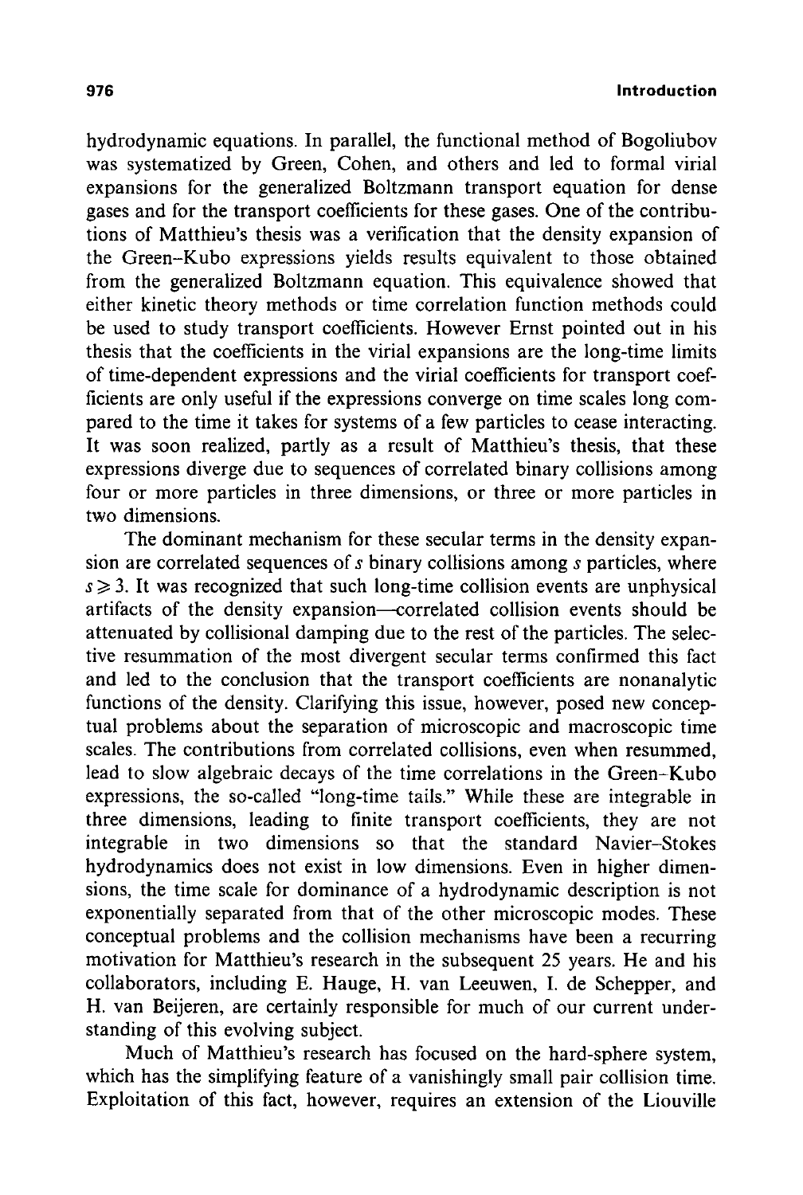hydrodynamic equations. In parallel, the functional method of Bogoliubov was systematized by Green, Cohen, and others and led to formal virial expansions for the generalized Boltzmann transport equation for dense gases and for the transport coefficients for these gases. One of the contributions of Matthieu's thesis was a verification that the density expansion of the Green–Kubo expressions yields results equivalent to those obtained from the generalized Boltzmann equation. This equivalence showed that either kinetic theory methods or time correlation function methods could be used to study transport coefficients. However Ernst pointed out in his thesis that the coefficients in the virial expansions are the long-time limits of time-dependent expressions and the virial coefficients for transport coefficients are only useful if the expressions converge on time scales long compared to the time it takes for systems of a few particles to cease interacting. It was soon realized, partly as a result of Matthieu's thesis, that these expressions diverge due to sequences of correlated binary collisions among four or more particles in three dimensions, or three or more particles in two dimensions.

The dominant mechanism for these secular terms in the density expansion are correlated sequences of $s$ binary collisions among $s$ particles, where $s \geqslant 3$. It was recognized that such long-time collision events are unphysical artifacts of the density expansion—correlated collision events should be attenuated by collisional damping due to the rest of the particles. The selective resummation of the most divergent secular terms confirmed this fact and led to the conclusion that the transport coefficients are nonanalytic functions of the density. Clarifying this issue, however, posed new conceptual problems about the separation of microscopic and macroscopic time scales. The contributions from correlated collisions, even when resummed, lead to slow algebraic decays of the time correlations in the Green–Kubo expressions, the so-called "long-time tails." While these are integrable in three dimensions, leading to finite transport coefficients, they are not integrable in two dimensions so that the standard Navier–Stokes hydrodynamics does not exist in low dimensions. Even in higher dimensions, the time scale for dominance of a hydrodynamic description is not exponentially separated from that of the other microscopic modes. These conceptual problems and the collision mechanisms have been a recurring motivation for Matthieu's research in the subsequent 25 years. He and his collaborators, including E. Hauge, H. van Leeuwen, I. de Schepper, and H. van Beijeren, are certainly responsible for much of our current understanding of this evolving subject.

Much of Matthieu's research has focused on the hard-sphere system, which has the simplifying feature of a vanishingly small pair collision time. Exploitation of this fact, however, requires an extension of the Liouville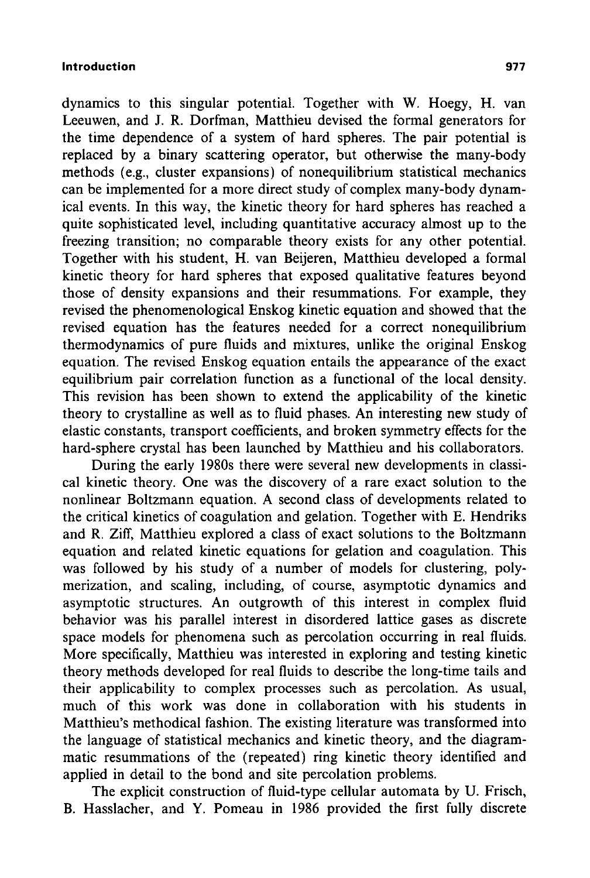dynamics to this singular potential. Together with W. Hoegy, H. van Leeuwen, and J. R. Dorfman, Matthieu devised the formal generators for the time dependence of a system of hard spheres. The pair potential is replaced by a binary scattering operator, but otherwise the many-body methods (e.g., cluster expansions) of nonequilibrium statistical mechanics can be implemented for a more direct study of complex many-body dynamical events. In this way, the kinetic theory for hard spheres has reached a quite sophisticated level, including quantitative accuracy almost up to the freezing transition; no comparable theory exists for any other potential. Together with his student, H. van Beijeren, Matthieu developed a formal kinetic theory for hard spheres that exposed qualitative features beyond those of density expansions and their resummations. For example, they revised the phenomenological Enskog kinetic equation and showed that the revised equation has the features needed for a correct nonequilibrium thermodynamics of pure fluids and mixtures, unlike the original Enskog equation. The revised Enskog equation entails the appearance of the exact equilibrium pair correlation function as a functional of the local density. This revision has been shown to extend the applicability of the kinetic theory to crystalline as well as to fluid phases. An interesting new study of elastic constants, transport coefficients, and broken symmetry effects for the hard-sphere crystal has been launched by Matthieu and his collaborators.

During the early 1980s there were several new developments in classical kinetic theory. One was the discovery of a rare exact solution to the nonlinear Boltzmann equation. A second class of developments related to the critical kinetics of coagulation and gelation. Together with E. Hendriks and R. Ziff, Matthieu explored a class of exact solutions to the Boltzmann equation and related kinetic equations for gelation and coagulation. This was followed by his study of a number of models for clustering, polymerization, and scaling, including, of course, asymptotic dynamics and asymptotic structures. An outgrowth of this interest in complex fluid behavior was his parallel interest in disordered lattice gases as discrete space models for phenomena such as percolation occurring in real fluids. More specifically, Matthieu was interested in exploring and testing kinetic theory methods developed for real fluids to describe the long-time tails and their applicability to complex processes such as percolation. As usual, much of this work was done in collaboration with his students in Matthieu's methodical fashion. The existing literature was transformed into the language of statistical mechanics and kinetic theory, and the diagrammatic resummations of the (repeated) ring kinetic theory identified and applied in detail to the bond and site percolation problems.

The explicit construction of fluid-type cellular automata by U. Frisch, B. Hasslacher, and Y. Pomeau in 1986 provided the first fully discrete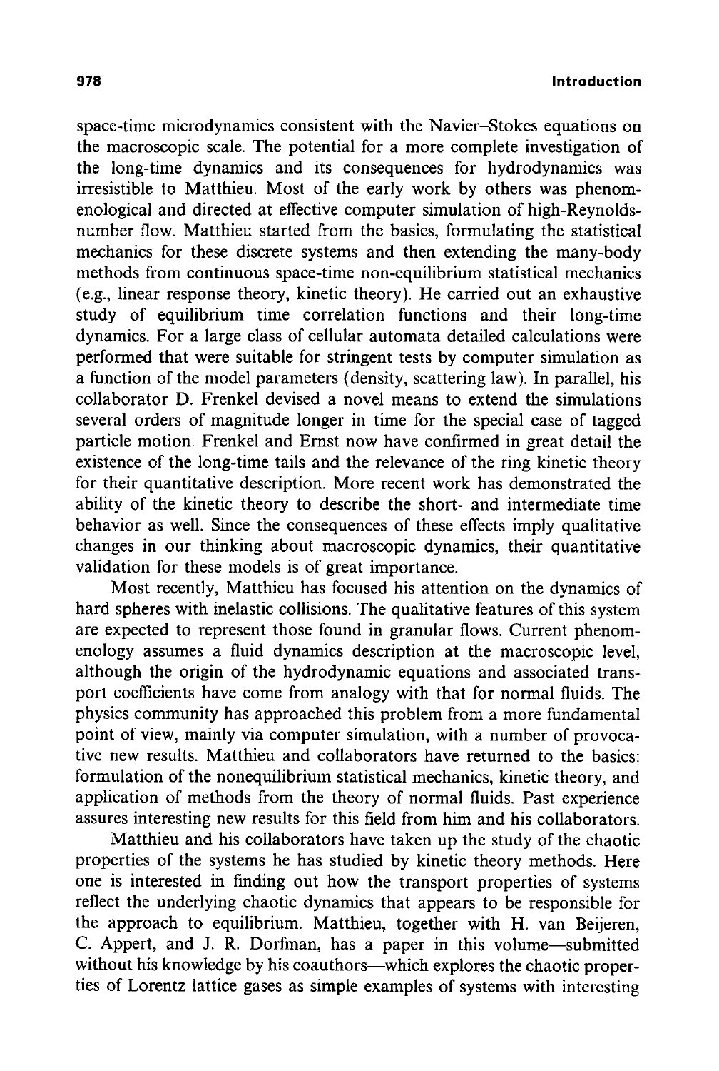space-time microdynamics consistent with the Navier–Stokes equations on the macroscopic scale. The potential for a more complete investigation of the long-time dynamics and its consequences for hydrodynamics was irresistible to Matthieu. Most of the early work by others was phenomenological and directed at effective computer simulation of high-Reynolds-number flow. Matthieu started from the basics, formulating the statistical mechanics for these discrete systems and then extending the many-body methods from continuous space-time non-equilibrium statistical mechanics (e.g., linear response theory, kinetic theory). He carried out an exhaustive study of equilibrium time correlation functions and their long-time dynamics. For a large class of cellular automata detailed calculations were performed that were suitable for stringent tests by computer simulation as a function of the model parameters (density, scattering law). In parallel, his collaborator D. Frenkel devised a novel means to extend the simulations several orders of magnitude longer in time for the special case of tagged particle motion. Frenkel and Ernst now have confirmed in great detail the existence of the long-time tails and the relevance of the ring kinetic theory for their quantitative description. More recent work has demonstrated the ability of the kinetic theory to describe the short- and intermediate time behavior as well. Since the consequences of these effects imply qualitative changes in our thinking about macroscopic dynamics, their quantitative validation for these models is of great importance.

Most recently, Matthieu has focused his attention on the dynamics of hard spheres with inelastic collisions. The qualitative features of this system are expected to represent those found in granular flows. Current phenomenology assumes a fluid dynamics description at the macroscopic level, although the origin of the hydrodynamic equations and associated transport coefficients have come from analogy with that for normal fluids. The physics community has approached this problem from a more fundamental point of view, mainly via computer simulation, with a number of provocative new results. Matthieu and collaborators have returned to the basics: formulation of the nonequilibrium statistical mechanics, kinetic theory, and application of methods from the theory of normal fluids. Past experience assures interesting new results for this field from him and his collaborators.

Matthieu and his collaborators have taken up the study of the chaotic properties of the systems he has studied by kinetic theory methods. Here one is interested in finding out how the transport properties of systems reflect the underlying chaotic dynamics that appears to be responsible for the approach to equilibrium. Matthieu, together with H. van Beijeren, C. Appert, and J. R. Dorfman, has a paper in this volume—submitted without his knowledge by his coauthors—which explores the chaotic properties of Lorentz lattice gases as simple examples of systems with interesting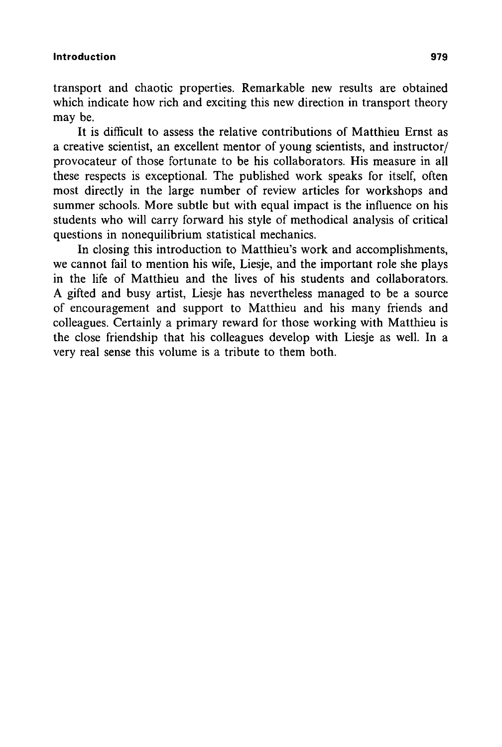transport and chaotic properties. Remarkable new results are obtained which indicate how rich and exciting this new direction in transport theory may be.

It is difficult to assess the relative contributions of Matthieu Ernst as a creative scientist, an excellent mentor of young scientists, and instructor/provocateur of those fortunate to be his collaborators. His measure in all these respects is exceptional. The published work speaks for itself, often most directly in the large number of review articles for workshops and summer schools. More subtle but with equal impact is the influence on his students who will carry forward his style of methodical analysis of critical questions in nonequilibrium statistical mechanics.

In closing this introduction to Matthieu's work and accomplishments, we cannot fail to mention his wife, Liesje, and the important role she plays in the life of Matthieu and the lives of his students and collaborators. A gifted and busy artist, Liesje has nevertheless managed to be a source of encouragement and support to Matthieu and his many friends and colleagues. Certainly a primary reward for those working with Matthieu is the close friendship that his colleagues develop with Liesje as well. In a very real sense this volume is a tribute to them both.